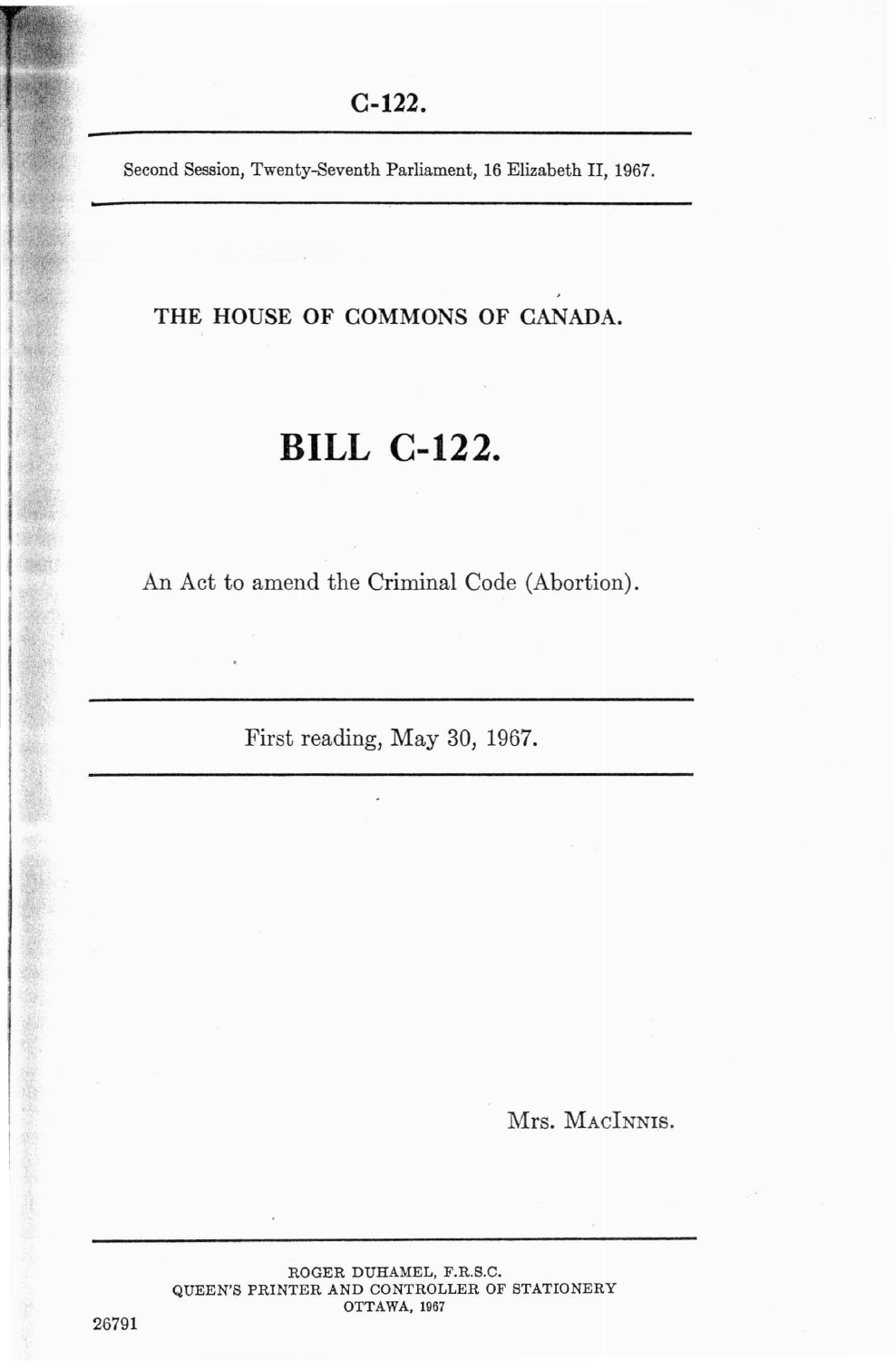C-122.

Second Session, Twenty-Seventh Parliament, 16 Elizabeth II, 1967.

THE HOUSE OF COMMONS OF CANADA.

# BILL C-122.

An Act to amend the Criminal Code (Abortion).

First reading, May 30, 1967.

Mrs. MacInnis.

ROGER DUHAMEL, F.R.S.C.
QUEEN'S PRINTER AND CONTROLLER OF STATIONERY
OTTAWA, 1967

26791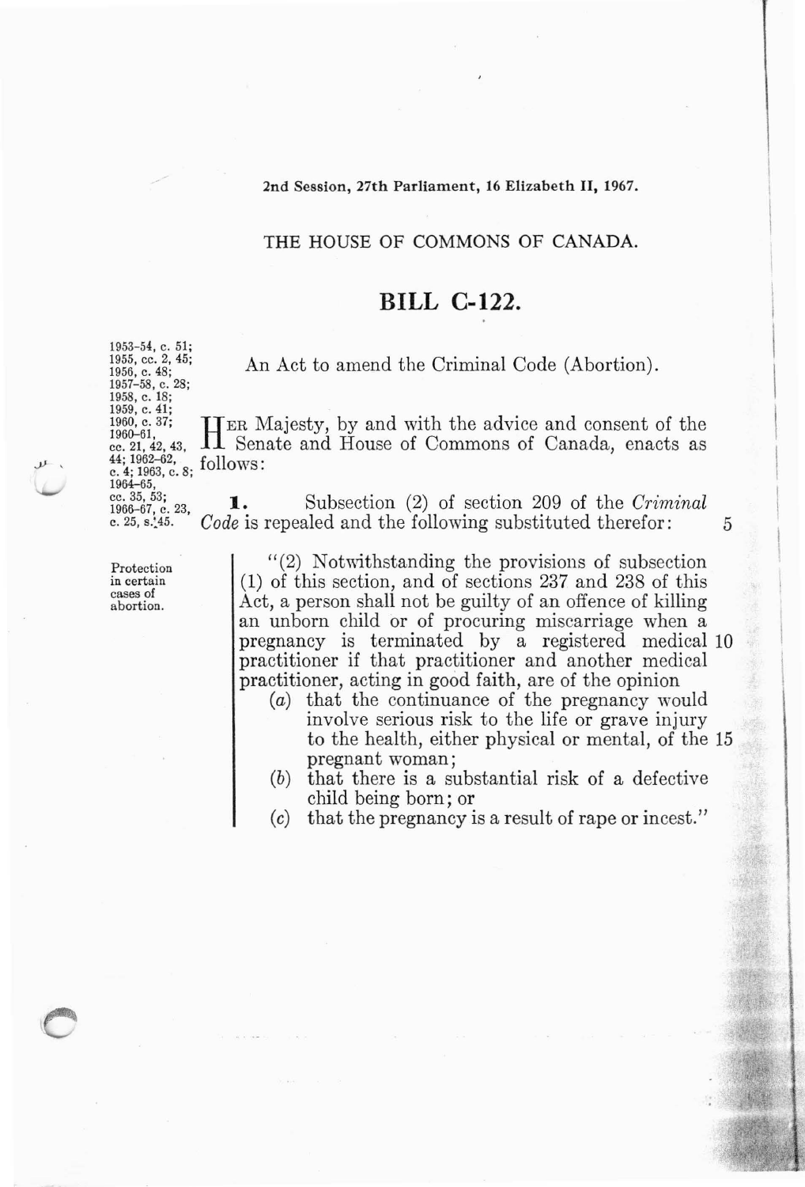2nd Session, 27th Parliament, 16 Elizabeth II, 1967.

THE HOUSE OF COMMONS OF CANADA.

# BILL C-122.

1953-54, c. 51; 1955, cc. 2, 45; 1956, c. 48; 1957-58, c. 28; 1958, c. 18; 1959, c. 41; 1960, c. 37; 1960-61, cc. 21, 42, 43, 44; 1962-62, c. 4; 1963, c. 8; 1964-65, cc. 35, 53; 1966-67, c. 23, c. 25, s. 45.

An Act to amend the Criminal Code (Abortion).

HER Majesty, by and with the advice and consent of the Senate and House of Commons of Canada, enacts as follows:

**1.** Subsection (2) of section 209 of the *Criminal Code* is repealed and the following substituted therefor:

*Protection in certain cases of abortion.*

"(2) Notwithstanding the provisions of subsection (1) of this section, and of sections 237 and 238 of this Act, a person shall not be guilty of an offence of killing an unborn child or of procuring miscarriage when a pregnancy is terminated by a registered medical practitioner if that practitioner and another medical practitioner, acting in good faith, are of the opinion

(*a*) that the continuance of the pregnancy would involve serious risk to the life or grave injury to the health, either physical or mental, of the pregnant woman;

(*b*) that there is a substantial risk of a defective child being born; or

(*c*) that the pregnancy is a result of rape or incest."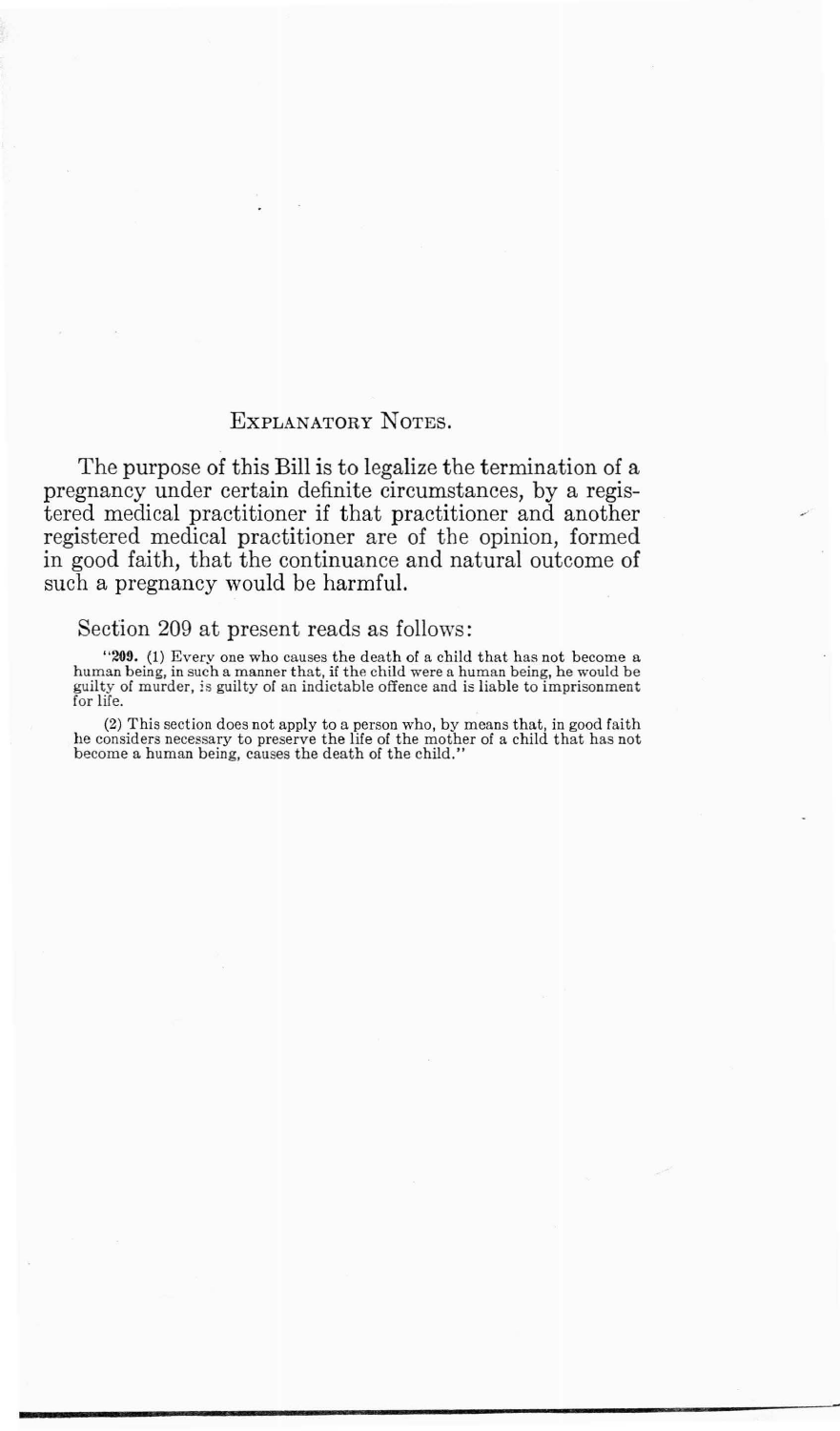## Explanatory Notes.

The purpose of this Bill is to legalize the termination of a pregnancy under certain definite circumstances, by a registered medical practitioner if that practitioner and another registered medical practitioner are of the opinion, formed in good faith, that the continuance and natural outcome of such a pregnancy would be harmful.

Section 209 at present reads as follows:

"**209.** (1) Every one who causes the death of a child that has not become a human being, in such a manner that, if the child were a human being, he would be guilty of murder, is guilty of an indictable offence and is liable to imprisonment for life.

(2) This section does not apply to a person who, by means that, in good faith he considers necessary to preserve the life of the mother of a child that has not become a human being, causes the death of the child."